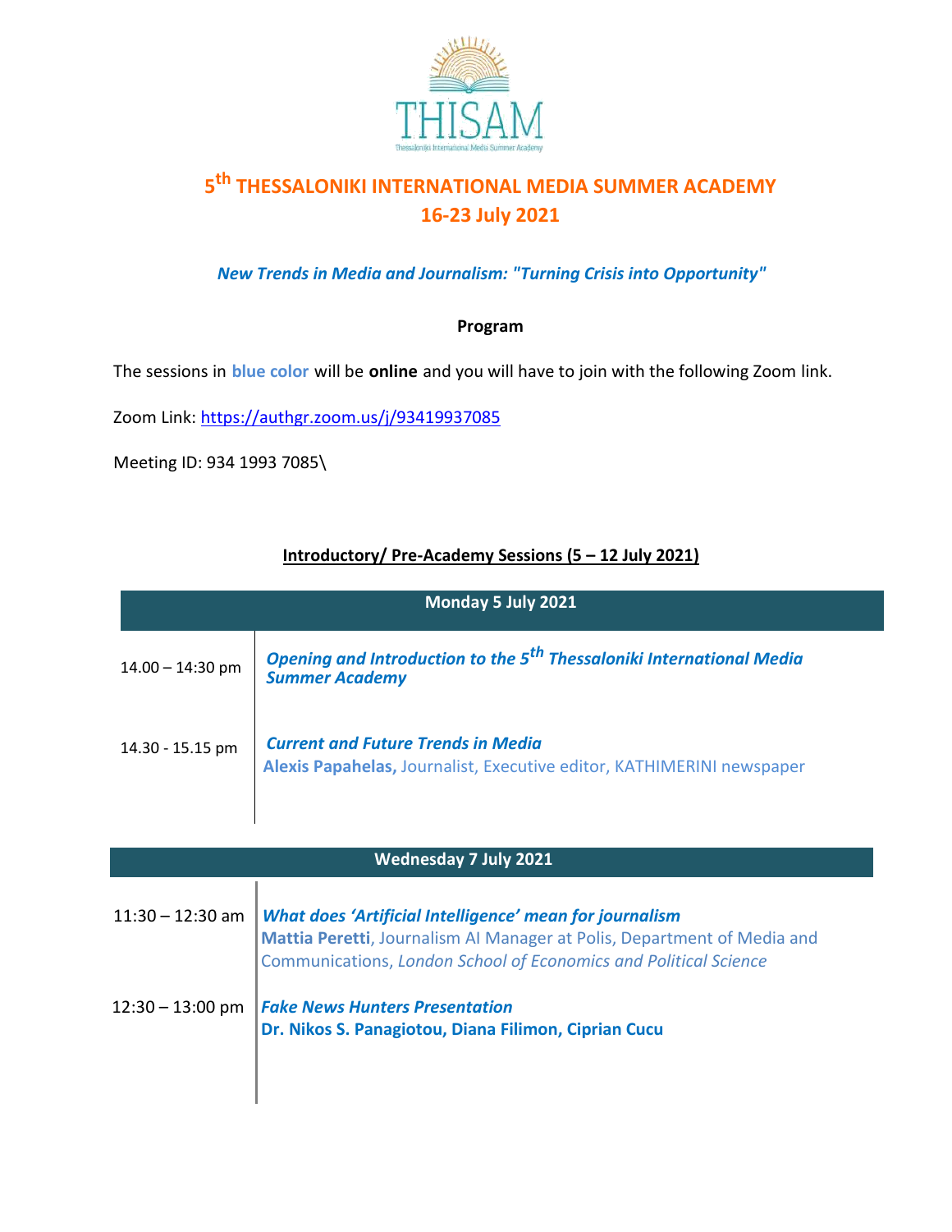# 5th THESSALONIKI INTERNATIONAL MEDIA SUMMER ACADEMY
## 16-23 July 2021

***New Trends in Media and Journalism: "Turning Crisis into Opportunity"***

**Program**

The sessions in **blue color** will be **online** and you will have to join with the following Zoom link.

Zoom Link: https://authgr.zoom.us/j/93419937085

Meeting ID: 934 1993 7085\

### Introductory/ Pre-Academy Sessions (5 – 12 July 2021)

| Monday 5 July 2021 | |
|---|---|
| 14.00 – 14:30 pm | ***Opening and Introduction to the 5th Thessaloniki International Media Summer Academy*** |
| 14.30 - 15.15 pm | ***Current and Future Trends in Media***<br>**Alexis Papahelas,** Journalist, Executive editor, KATHIMERINI newspaper |

| Wednesday 7 July 2021 | |
|---|---|
| 11:30 – 12:30 am | ***What does 'Artificial Intelligence' mean for journalism***<br>**Mattia Peretti**, Journalism AI Manager at Polis, Department of Media and Communications, *London School of Economics and Political Science* |
| 12:30 – 13:00 pm | ***Fake News Hunters Presentation***<br>**Dr. Nikos S. Panagiotou, Diana Filimon, Ciprian Cucu** |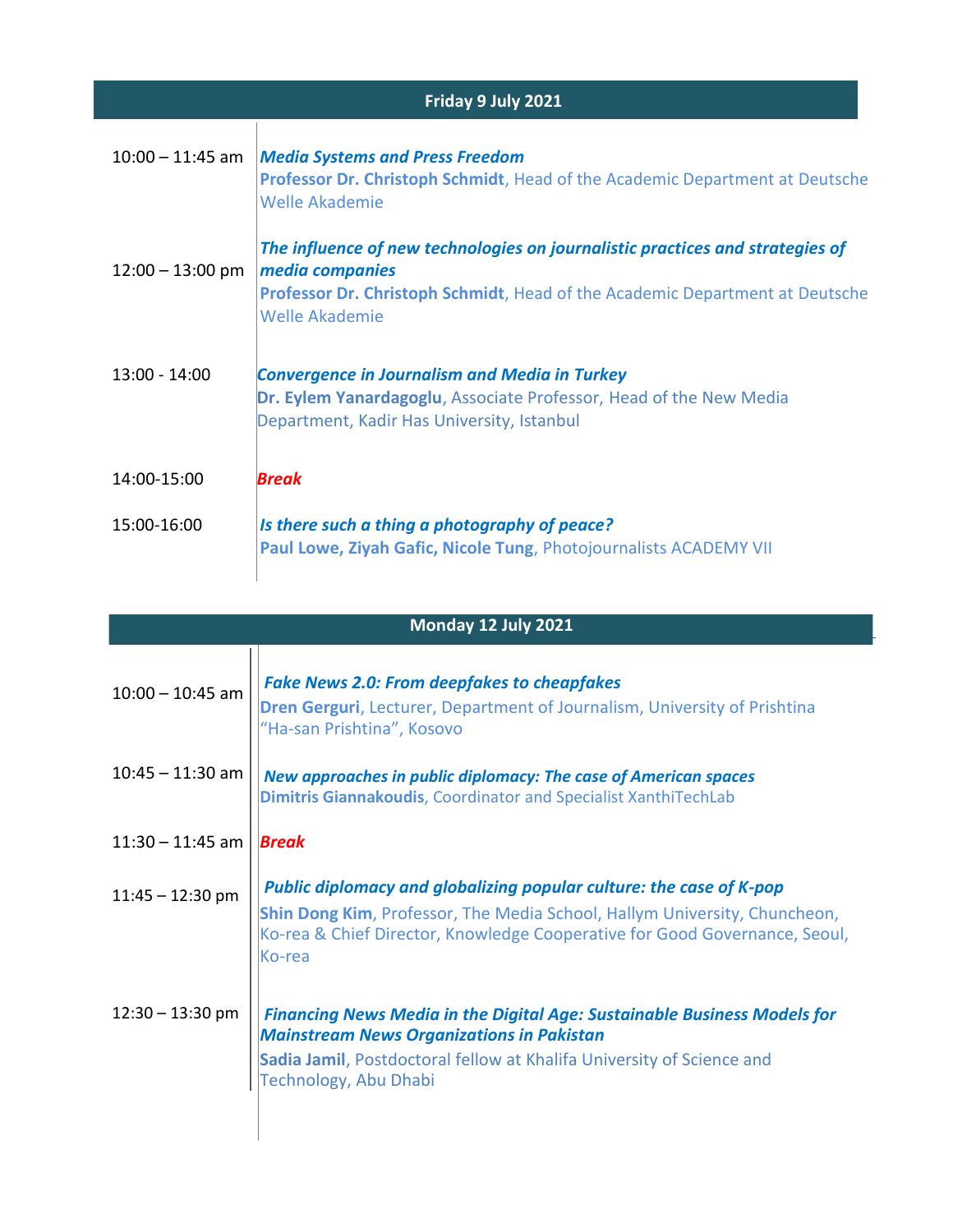## Friday 9 July 2021

| Time | Session |
| --- | --- |
| 10:00 – 11:45 am | ***Media Systems and Press Freedom***<br>**Professor Dr. Christoph Schmidt**, Head of the Academic Department at Deutsche Welle Akademie |
| 12:00 – 13:00 pm | ***The influence of new technologies on journalistic practices and strategies of media companies***<br>**Professor Dr. Christoph Schmidt**, Head of the Academic Department at Deutsche Welle Akademie |
| 13:00 - 14:00 | ***Convergence in Journalism and Media in Turkey***<br>**Dr. Eylem Yanardagoglu**, Associate Professor, Head of the New Media Department, Kadir Has University, Istanbul |
| 14:00-15:00 | ***Break*** |
| 15:00-16:00 | ***Is there such a thing a photography of peace?***<br>**Paul Lowe, Ziyah Gafic, Nicole Tung**, Photojournalists ACADEMY VII |

## Monday 12 July 2021

| Time | Session |
| --- | --- |
| 10:00 – 10:45 am | ***Fake News 2.0: From deepfakes to cheapfakes***<br>**Dren Gerguri**, Lecturer, Department of Journalism, University of Prishtina "Ha-san Prishtina", Kosovo |
| 10:45 – 11:30 am | ***New approaches in public diplomacy: The case of American spaces***<br>**Dimitris Giannakoudis**, Coordinator and Specialist XanthiTechLab |
| 11:30 – 11:45 am | ***Break*** |
| 11:45 – 12:30 pm | ***Public diplomacy and globalizing popular culture: the case of K-pop***<br>**Shin Dong Kim**, Professor, The Media School, Hallym University, Chuncheon, Ko-rea & Chief Director, Knowledge Cooperative for Good Governance, Seoul, Ko-rea |
| 12:30 – 13:30 pm | ***Financing News Media in the Digital Age: Sustainable Business Models for Mainstream News Organizations in Pakistan***<br>**Sadia Jamil**, Postdoctoral fellow at Khalifa University of Science and Technology, Abu Dhabi |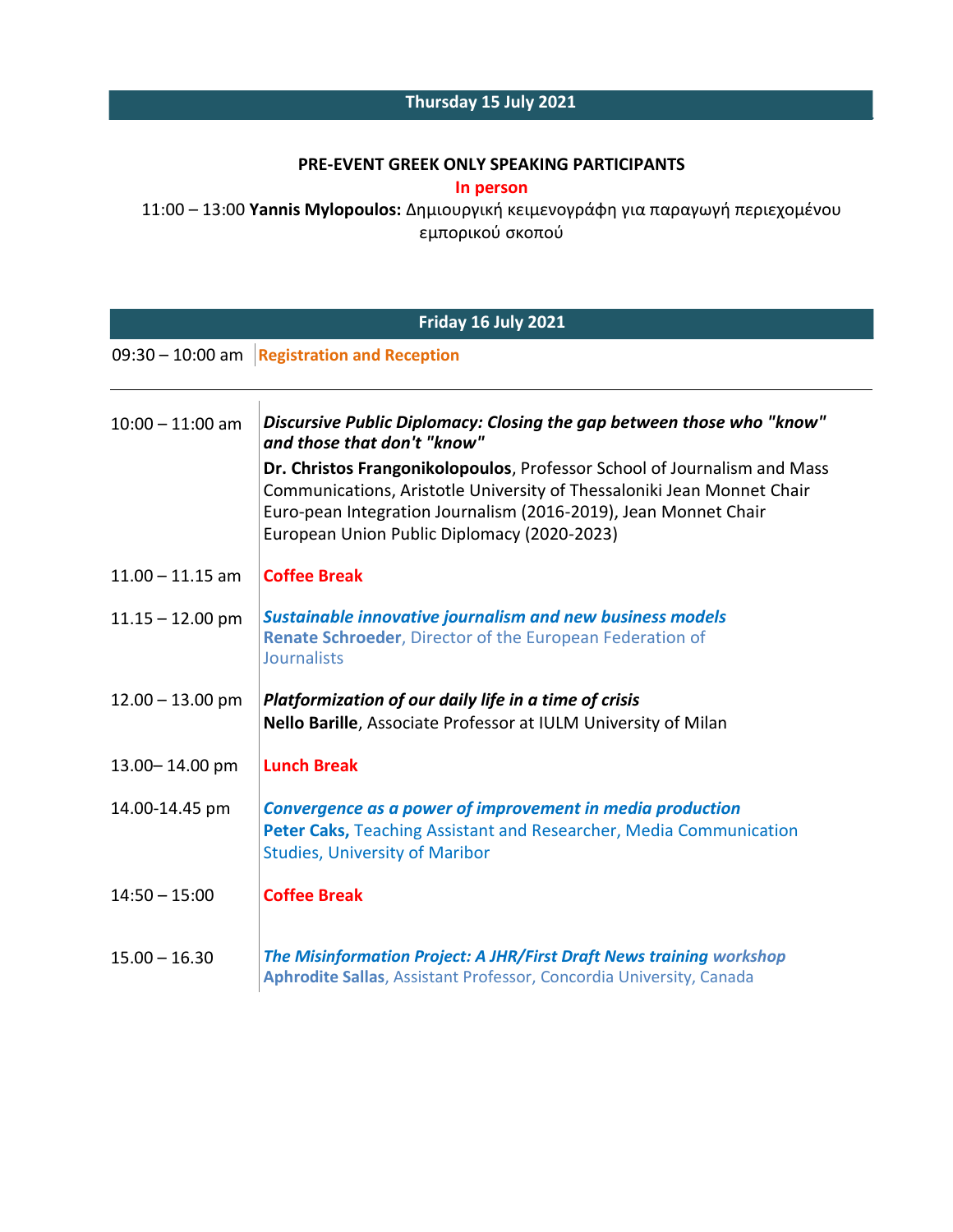## Thursday 15 July 2021

**PRE-EVENT GREEK ONLY SPEAKING PARTICIPANTS**

**In person**

11:00 – 13:00 **Yannis Mylopoulos:** Δημιουργική κειμενογράφη για παραγωγή περιεχομένου εμπορικού σκοπού

## Friday 16 July 2021

| | |
|---|---|
| 09:30 – 10:00 am | **Registration and Reception** |
| 10:00 – 11:00 am | ***Discursive Public Diplomacy: Closing the gap between those who "know" and those that don't "know"***<br>**Dr. Christos Frangonikolopoulos**, Professor School of Journalism and Mass Communications, Aristotle University of Thessaloniki Jean Monnet Chair Euro-pean Integration Journalism (2016-2019), Jean Monnet Chair European Union Public Diplomacy (2020-2023) |
| 11.00 – 11.15 am | **Coffee Break** |
| 11.15 – 12.00 pm | ***Sustainable innovative journalism and new business models***<br>**Renate Schroeder**, Director of the European Federation of Journalists |
| 12.00 – 13.00 pm | ***Platformization of our daily life in a time of crisis***<br>**Nello Barille**, Associate Professor at IULM University of Milan |
| 13.00– 14.00 pm | **Lunch Break** |
| 14.00-14.45 pm | ***Convergence as a power of improvement in media production***<br>**Peter Caks,** Teaching Assistant and Researcher, Media Communication Studies, University of Maribor |
| 14:50 – 15:00 | **Coffee Break** |
| 15.00 – 16.30 | ***The Misinformation Project: A JHR/First Draft News training workshop***<br>**Aphrodite Sallas**, Assistant Professor, Concordia University, Canada |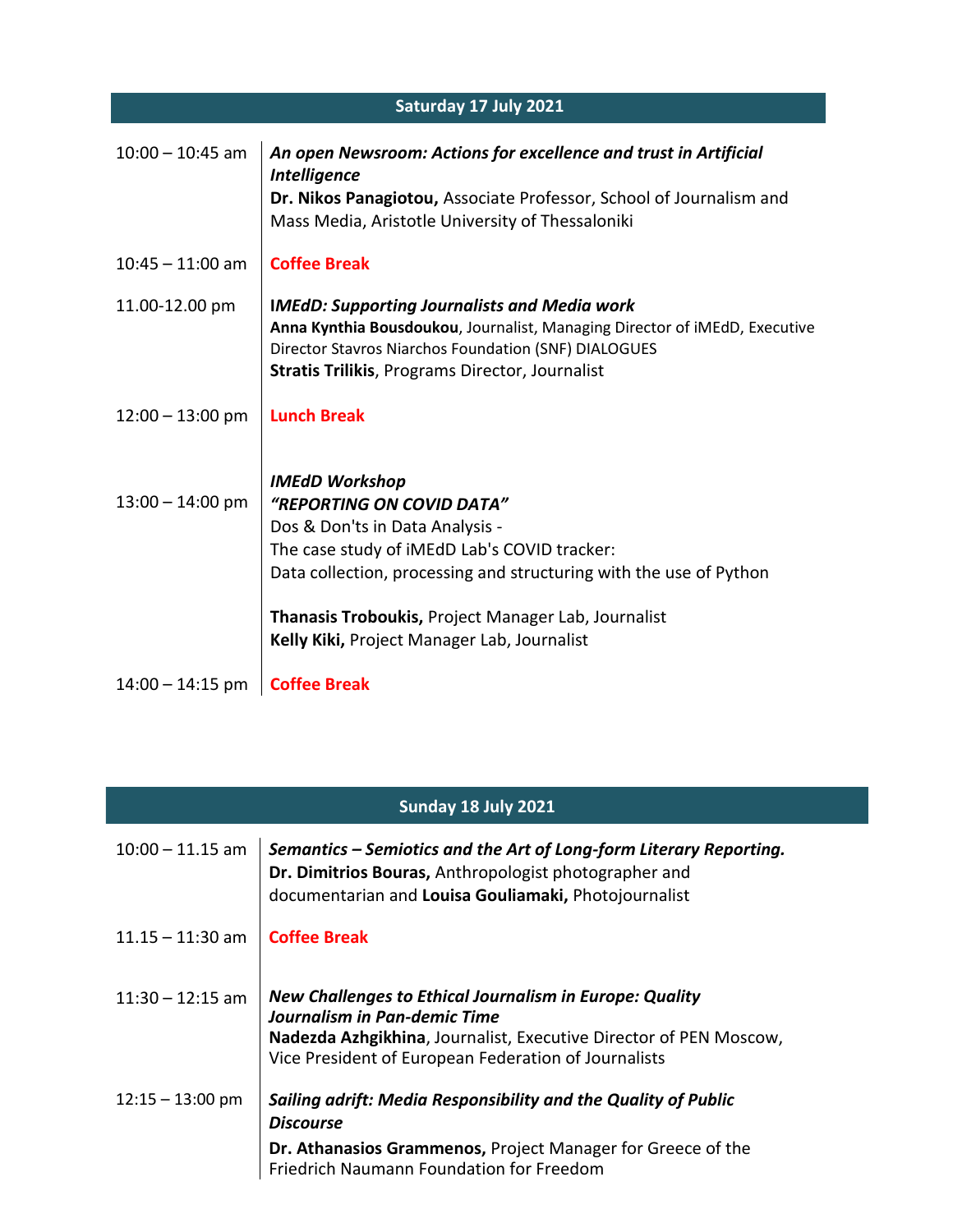## Saturday 17 July 2021

| | |
|---|---|
| 10:00 – 10:45 am | ***An open Newsroom: Actions for excellence and trust in Artificial Intelligence***<br>**Dr. Nikos Panagiotou,** Associate Professor, School of Journalism and Mass Media, Aristotle University of Thessaloniki |
| 10:45 – 11:00 am | **Coffee Break** |
| 11.00-12.00 pm | ***IMEdD: Supporting Journalists and Media work***<br>**Anna Kynthia Bousdoukou**, Journalist, Managing Director of iMEdD, Executive Director Stavros Niarchos Foundation (SNF) DIALOGUES<br>**Stratis Trilikis**, Programs Director, Journalist |
| 12:00 – 13:00 pm | **Lunch Break** |
| 13:00 – 14:00 pm | ***IMEdD Workshop***<br>***"REPORTING ON COVID DATA"***<br>Dos & Don'ts in Data Analysis -<br>The case study of iMEdD Lab's COVID tracker:<br>Data collection, processing and structuring with the use of Python<br><br>**Thanasis Troboukis,** Project Manager Lab, Journalist<br>**Kelly Kiki,** Project Manager Lab, Journalist |
| 14:00 – 14:15 pm | **Coffee Break** |

## Sunday 18 July 2021

| | |
|---|---|
| 10:00 – 11.15 am | ***Semantics – Semiotics and the Art of Long-form Literary Reporting.***<br>**Dr. Dimitrios Bouras,** Anthropologist photographer and documentarian and **Louisa Gouliamaki,** Photojournalist |
| 11.15 – 11:30 am | **Coffee Break** |
| 11:30 – 12:15 am | ***New Challenges to Ethical Journalism in Europe: Quality Journalism in Pan-demic Time***<br>**Nadezda Azhgikhina**, Journalist, Executive Director of PEN Moscow, Vice President of European Federation of Journalists |
| 12:15 – 13:00 pm | ***Sailing adrift: Media Responsibility and the Quality of Public Discourse***<br>**Dr. Athanasios Grammenos,** Project Manager for Greece of the Friedrich Naumann Foundation for Freedom |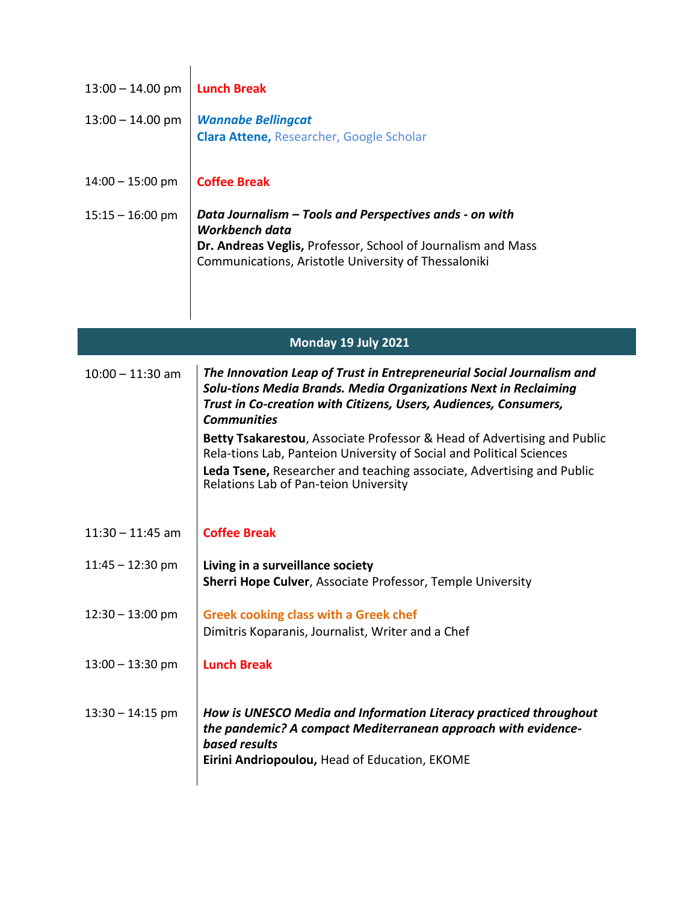| | |
|---|---|
| 13:00 – 14.00 pm | **Lunch Break** |
| 13:00 – 14.00 pm | ***Wannabe Bellingcat***<br>**Clara Attene,** Researcher, Google Scholar |
| 14:00 – 15:00 pm | **Coffee Break** |
| 15:15 – 16:00 pm | ***Data Journalism – Tools and Perspectives ands - on with Workbench data***<br>**Dr. Andreas Veglis,** Professor, School of Journalism and Mass Communications, Aristotle University of Thessaloniki |

## Monday 19 July 2021

| | |
|---|---|
| 10:00 – 11:30 am | ***The Innovation Leap of Trust in Entrepreneurial Social Journalism and Solu-tions Media Brands. Media Organizations Next in Reclaiming Trust in Co-creation with Citizens, Users, Audiences, Consumers, Communities***<br>**Betty Tsakarestou**, Associate Professor & Head of Advertising and Public Rela-tions Lab, Panteion University of Social and Political Sciences<br>**Leda Tsene,** Researcher and teaching associate, Advertising and Public Relations Lab of Pan-teion University |
| 11:30 – 11:45 am | **Coffee Break** |
| 11:45 – 12:30 pm | **Living in a surveillance society**<br>**Sherri Hope Culver**, Associate Professor, Temple University |
| 12:30 – 13:00 pm | **Greek cooking class with a Greek chef**<br>Dimitris Koparanis, Journalist, Writer and a Chef |
| 13:00 – 13:30 pm | **Lunch Break** |
| 13:30 – 14:15 pm | ***How is UNESCO Media and Information Literacy practiced throughout the pandemic? A compact Mediterranean approach with evidence-based results***<br>**Eirini Andriopoulou,** Head of Education, EKOME |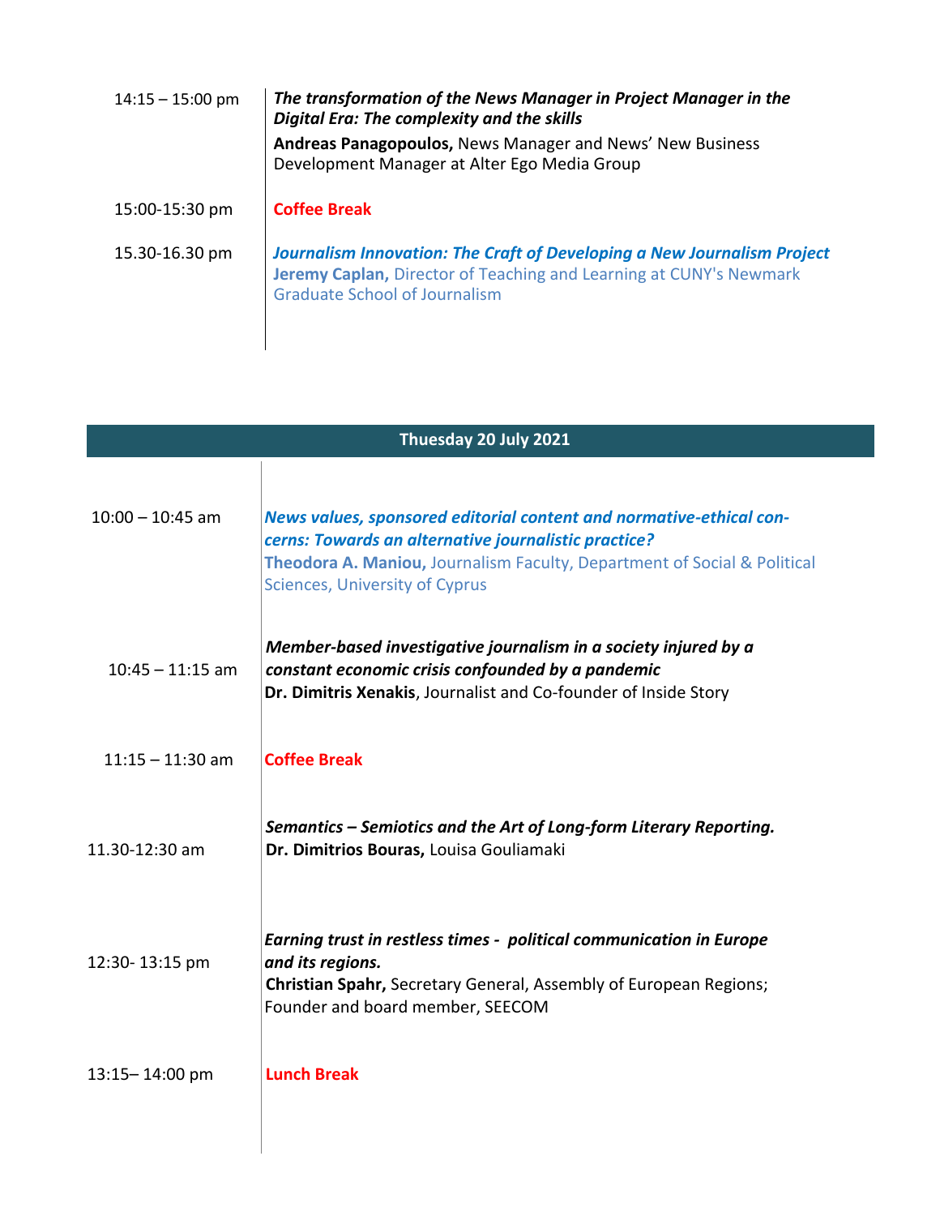| | |
|---|---|
| 14:15 – 15:00 pm | ***The transformation of the News Manager in Project Manager in the Digital Era: The complexity and the skills*** <br> **Andreas Panagopoulos,** News Manager and News' New Business Development Manager at Alter Ego Media Group |
| 15:00-15:30 pm | **Coffee Break** |
| 15.30-16.30 pm | ***Journalism Innovation: The Craft of Developing a New Journalism Project*** <br> **Jeremy Caplan,** Director of Teaching and Learning at CUNY's Newmark Graduate School of Journalism |

## Thuesday 20 July 2021

| | |
|---|---|
| 10:00 – 10:45 am | ***News values, sponsored editorial content and normative-ethical concerns: Towards an alternative journalistic practice?*** <br> **Theodora A. Maniou,** Journalism Faculty, Department of Social & Political Sciences, University of Cyprus |
| 10:45 – 11:15 am | ***Member-based investigative journalism in a society injured by a constant economic crisis confounded by a pandemic*** <br> **Dr. Dimitris Xenakis**, Journalist and Co-founder of Inside Story |
| 11:15 – 11:30 am | **Coffee Break** |
| 11.30-12:30 am | ***Semantics – Semiotics and the Art of Long-form Literary Reporting.*** <br> **Dr. Dimitrios Bouras,** Louisa Gouliamaki |
| 12:30- 13:15 pm | ***Earning trust in restless times - political communication in Europe and its regions.*** <br> **Christian Spahr,** Secretary General, Assembly of European Regions; Founder and board member, SEECOM |
| 13:15– 14:00 pm | **Lunch Break** |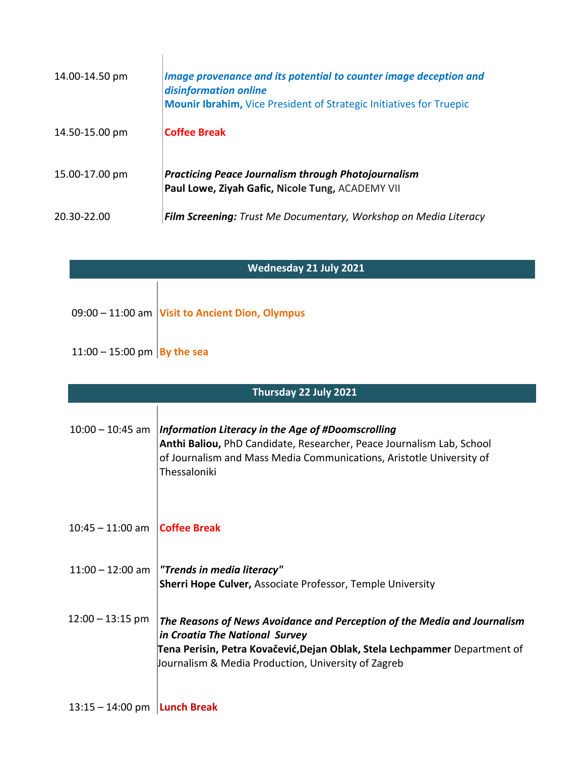| | |
|---|---|
| 14.00-14.50 pm | ***Image provenance and its potential to counter image deception and disinformation online***<br>**Mounir Ibrahim,** Vice President of Strategic Initiatives for Truepic |
| 14.50-15.00 pm | **Coffee Break** |
| 15.00-17.00 pm | ***Practicing Peace Journalism through Photojournalism***<br>**Paul Lowe, Ziyah Gafic, Nicole Tung,** ACADEMY VII |
| 20.30-22.00 | ***Film Screening:*** *Trust Me Documentary, Workshop on Media Literacy* |

## Wednesday 21 July 2021

| | |
|---|---|
| 09:00 – 11:00 am | **Visit to Ancient Dion, Olympus** |
| 11:00 – 15:00 pm | **By the sea** |

## Thursday 22 July 2021

| | |
|---|---|
| 10:00 – 10:45 am | ***Information Literacy in the Age of #Doomscrolling***<br>**Anthi Baliou,** PhD Candidate, Researcher, Peace Journalism Lab, School of Journalism and Mass Media Communications, Aristotle University of Thessaloniki |
| 10:45 – 11:00 am | **Coffee Break** |
| 11:00 – 12:00 am | ***"Trends in media literacy"***<br>**Sherri Hope Culver,** Associate Professor, Temple University |
| 12:00 – 13:15 pm | ***The Reasons of News Avoidance and Perception of the Media and Journalism in Croatia The National Survey***<br>**Tena Perisin, Petra Kovačević,Dejan Oblak, Stela Lechpammer** Department of Journalism & Media Production, University of Zagreb |
| 13:15 – 14:00 pm | **Lunch Break** |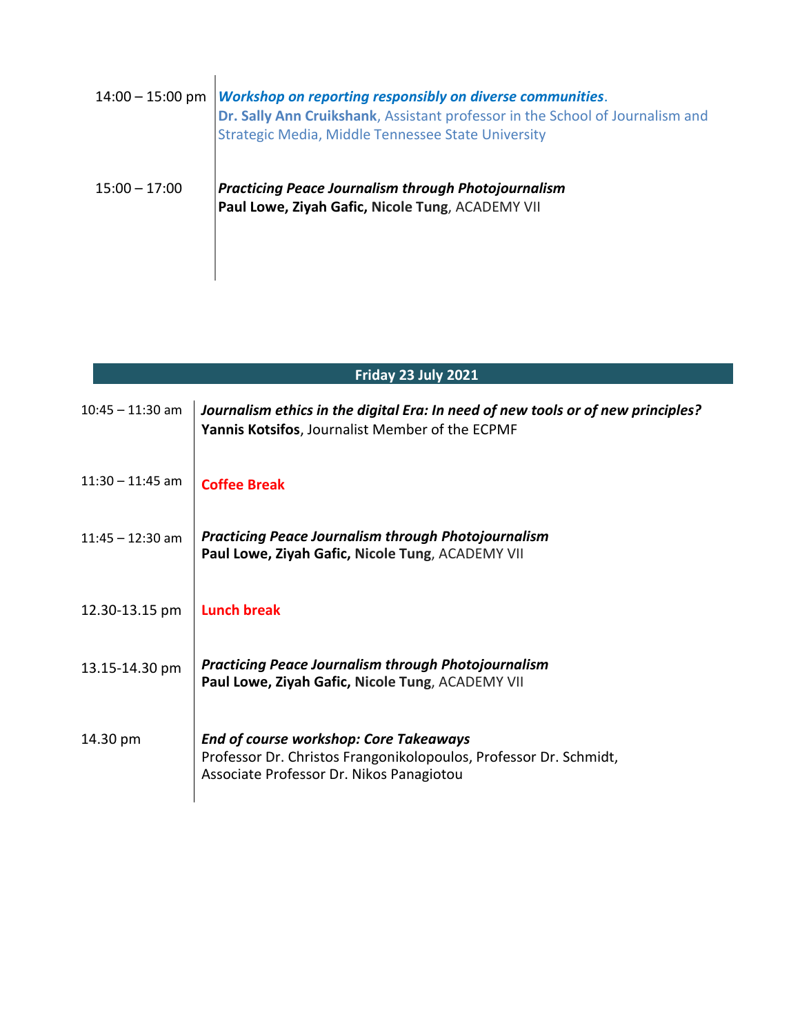| | |
|---|---|
| 14:00 – 15:00 pm | ***Workshop on reporting responsibly on diverse communities***. **Dr. Sally Ann Cruikshank**, Assistant professor in the School of Journalism and Strategic Media, Middle Tennessee State University |
| 15:00 – 17:00 | ***Practicing Peace Journalism through Photojournalism*** **Paul Lowe, Ziyah Gafic, Nicole Tung**, ACADEMY VII |

## Friday 23 July 2021

| | |
|---|---|
| 10:45 – 11:30 am | ***Journalism ethics in the digital Era: In need of new tools or of new principles?*** **Yannis Kotsifos**, Journalist Member of the ECPMF |
| 11:30 – 11:45 am | **Coffee Break** |
| 11:45 – 12:30 am | ***Practicing Peace Journalism through Photojournalism*** **Paul Lowe, Ziyah Gafic, Nicole Tung**, ACADEMY VII |
| 12.30-13.15 pm | **Lunch break** |
| 13.15-14.30 pm | ***Practicing Peace Journalism through Photojournalism*** **Paul Lowe, Ziyah Gafic, Nicole Tung**, ACADEMY VII |
| 14.30 pm | ***End of course workshop: Core Takeaways*** Professor Dr. Christos Frangonikolopoulos, Professor Dr. Schmidt, Associate Professor Dr. Nikos Panagiotou |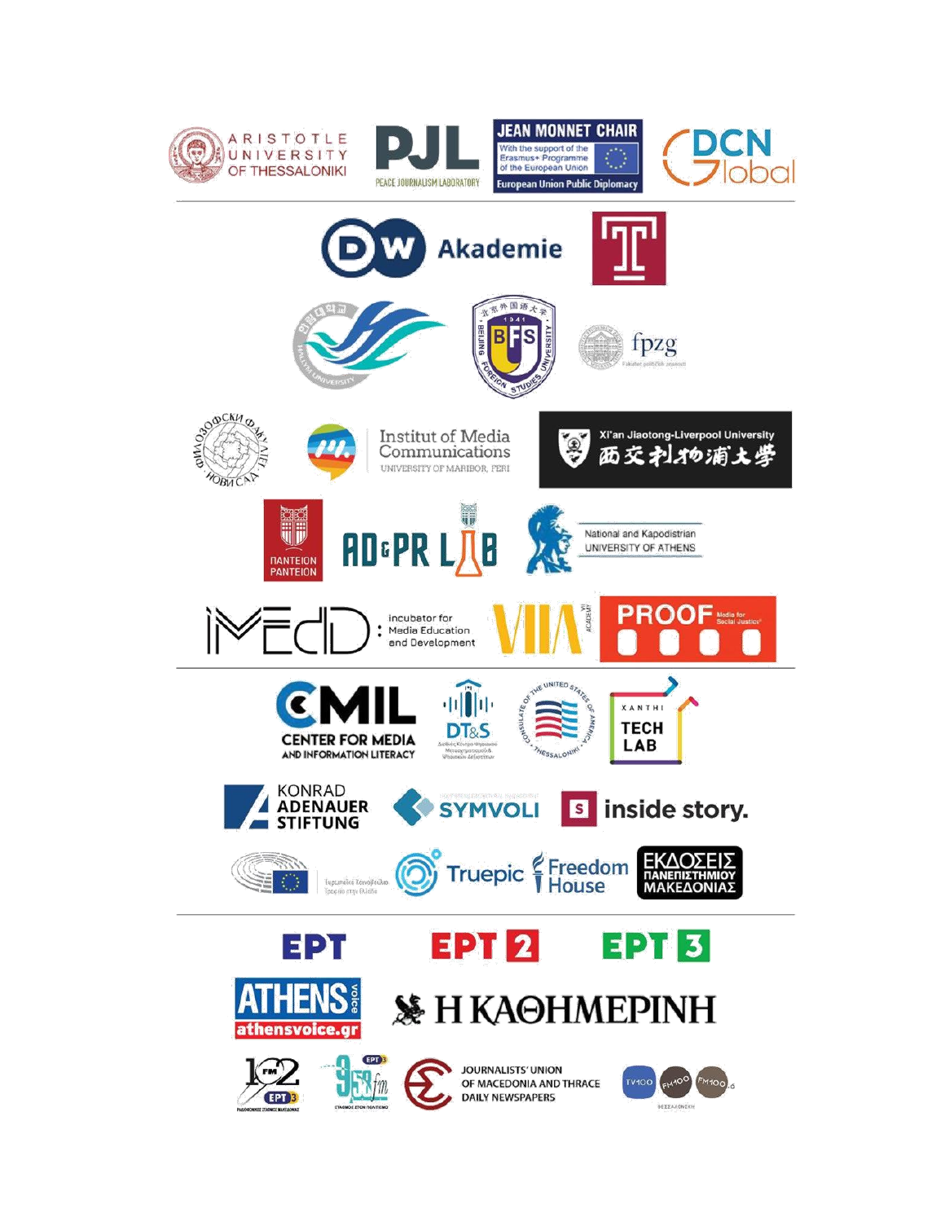ARISTOTLE UNIVERSITY OF THESSALONIKI

PJL PEACE JOURNALISM LABORATORY

JEAN MONNET CHAIR
With the support of the Erasmus+ Programme of the European Union
European Union Public Diplomacy

DCN Global

DW Akademie

fpzg

Institut of Media Communications
UNIVERSITY OF MARIBOR, FERI

Xi'an Jiaotong-Liverpool University 西交利物浦大学

ΠΑΝΤΕΙΟΝ PANTEION

AD&PR LAB

National and Kapodistrian UNIVERSITY OF ATHENS

iMEdD : incubator for Media Education and Development

VIIA

PROOF Media for Social Justice

CMIL CENTER FOR MEDIA AND INFORMATION LITERACY

DT&S

XANTHI TECH LAB

KONRAD ADENAUER STIFTUNG

SYMVOLI

inside story.

Truepic

Freedom House

ΕΚΔΟΣΕΙΣ ΠΑΝΕΠΙΣΤΗΜΙΟΥ ΜΑΚΕΔΟΝΙΑΣ

ΕΡΤ

ΕΡΤ 2

ΕΡΤ 3

ATHENS voice
athensvoice.gr

Η ΚΑΘΗΜΕΡΙΝΗ

102 FM ΕΡΤ 3

95.8 fm ΕΡΤ 3

JOURNALISTS' UNION OF MACEDONIA AND THRACE DAILY NEWSPAPERS

TV100 FM100 FM100.6